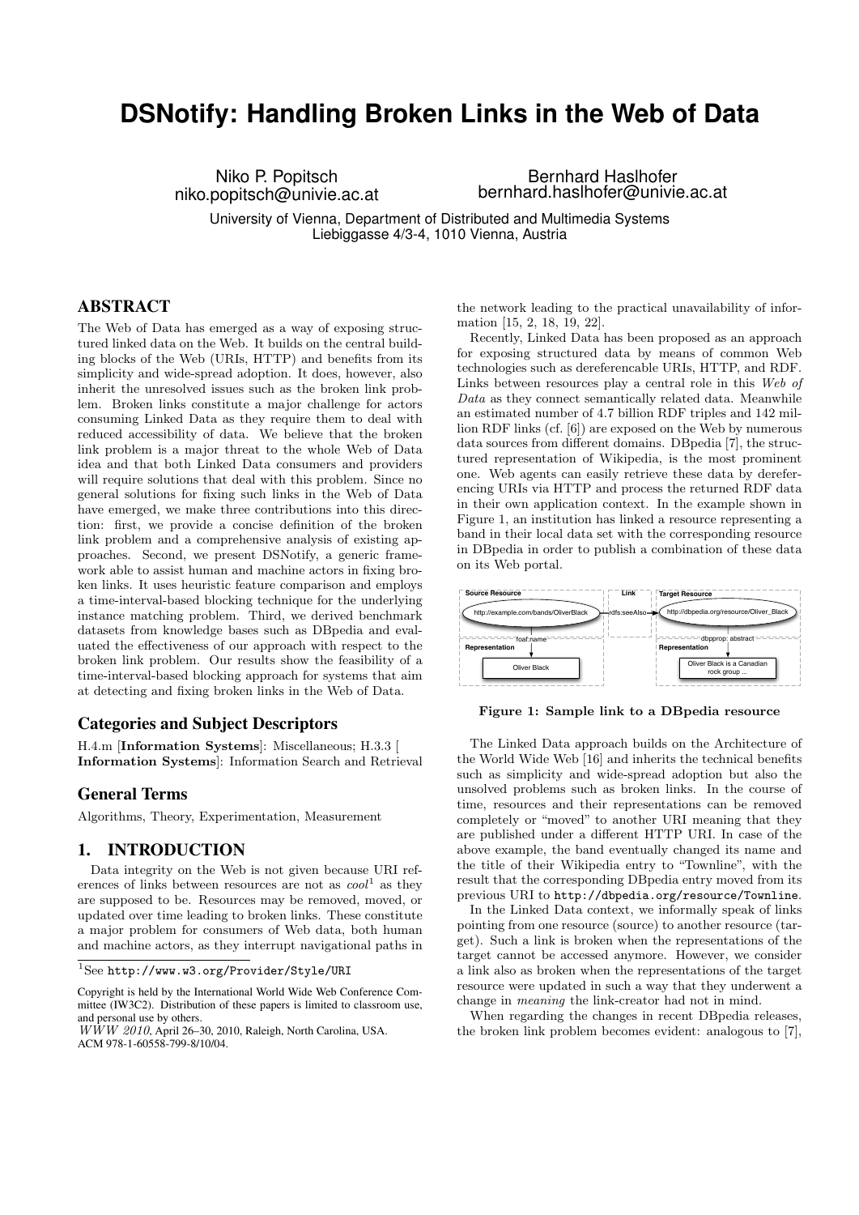# DSNotify: Handling Broken Links in the Web of Data

Niko P. Popitsch
niko.popitsch@univie.ac.at

Bernhard Haslhofer
bernhard.haslhofer@univie.ac.at

University of Vienna, Department of Distributed and Multimedia Systems
Liebiggasse 4/3-4, 1010 Vienna, Austria

## ABSTRACT

The Web of Data has emerged as a way of exposing structured linked data on the Web. It builds on the central building blocks of the Web (URIs, HTTP) and benefits from its simplicity and wide-spread adoption. It does, however, also inherit the unresolved issues such as the broken link problem. Broken links constitute a major challenge for actors consuming Linked Data as they require them to deal with reduced accessibility of data. We believe that the broken link problem is a major threat to the whole Web of Data idea and that both Linked Data consumers and providers will require solutions that deal with this problem. Since no general solutions for fixing such links in the Web of Data have emerged, we make three contributions into this direction: first, we provide a concise definition of the broken link problem and a comprehensive analysis of existing approaches. Second, we present DSNotify, a generic framework able to assist human and machine actors in fixing broken links. It uses heuristic feature comparison and employs a time-interval-based blocking technique for the underlying instance matching problem. Third, we derived benchmark datasets from knowledge bases such as DBpedia and evaluated the effectiveness of our approach with respect to the broken link problem. Our results show the feasibility of a time-interval-based blocking approach for systems that aim at detecting and fixing broken links in the Web of Data.

### Categories and Subject Descriptors

H.4.m [**Information Systems**]: Miscellaneous; H.3.3 [ **Information Systems**]: Information Search and Retrieval

### General Terms

Algorithms, Theory, Experimentation, Measurement

## 1. INTRODUCTION

Data integrity on the Web is not given because URI references of links between resources are not as *cool*[1] as they are supposed to be. Resources may be removed, moved, or updated over time leading to broken links. These constitute a major problem for consumers of Web data, both human and machine actors, as they interrupt navigational paths in the network leading to the practical unavailability of information [15, 2, 18, 19, 22].

Recently, Linked Data has been proposed as an approach for exposing structured data by means of common Web technologies such as dereferencable URIs, HTTP, and RDF. Links between resources play a central role in this *Web of Data* as they connect semantically related data. Meanwhile an estimated number of 4.7 billion RDF triples and 142 million RDF links (cf. [6]) are exposed on the Web by numerous data sources from different domains. DBpedia [7], the structured representation of Wikipedia, is the most prominent one. Web agents can easily retrieve these data by dereferencing URIs via HTTP and process the returned RDF data in their own application context. In the example shown in Figure 1, an institution has linked a resource representing a band in their local data set with the corresponding resource in DBpedia in order to publish a combination of these data on its Web portal.

**Figure 1: Sample link to a DBpedia resource**

The Linked Data approach builds on the Architecture of the World Wide Web [16] and inherits the technical benefits such as simplicity and wide-spread adoption but also the unsolved problems such as broken links. In the course of time, resources and their representations can be removed completely or "moved" to another URI meaning that they are published under a different HTTP URI. In case of the above example, the band eventually changed its name and the title of their Wikipedia entry to "Townline", with the result that the corresponding DBpedia entry moved from its previous URI to `http://dbpedia.org/resource/Townline`.

In the Linked Data context, we informally speak of links pointing from one resource (source) to another resource (target). Such a link is broken when the representations of the target cannot be accessed anymore. However, we consider a link also as broken when the representations of the target resource were updated in such a way that they underwent a change in *meaning* the link-creator had not in mind.

When regarding the changes in recent DBpedia releases, the broken link problem becomes evident: analogous to [7],

[1] See `http://www.w3.org/Provider/Style/URI`

Copyright is held by the International World Wide Web Conference Committee (IW3C2). Distribution of these papers is limited to classroom use, and personal use by others.
*WWW 2010*, April 26–30, 2010, Raleigh, North Carolina, USA.
ACM 978-1-60558-799-8/10/04.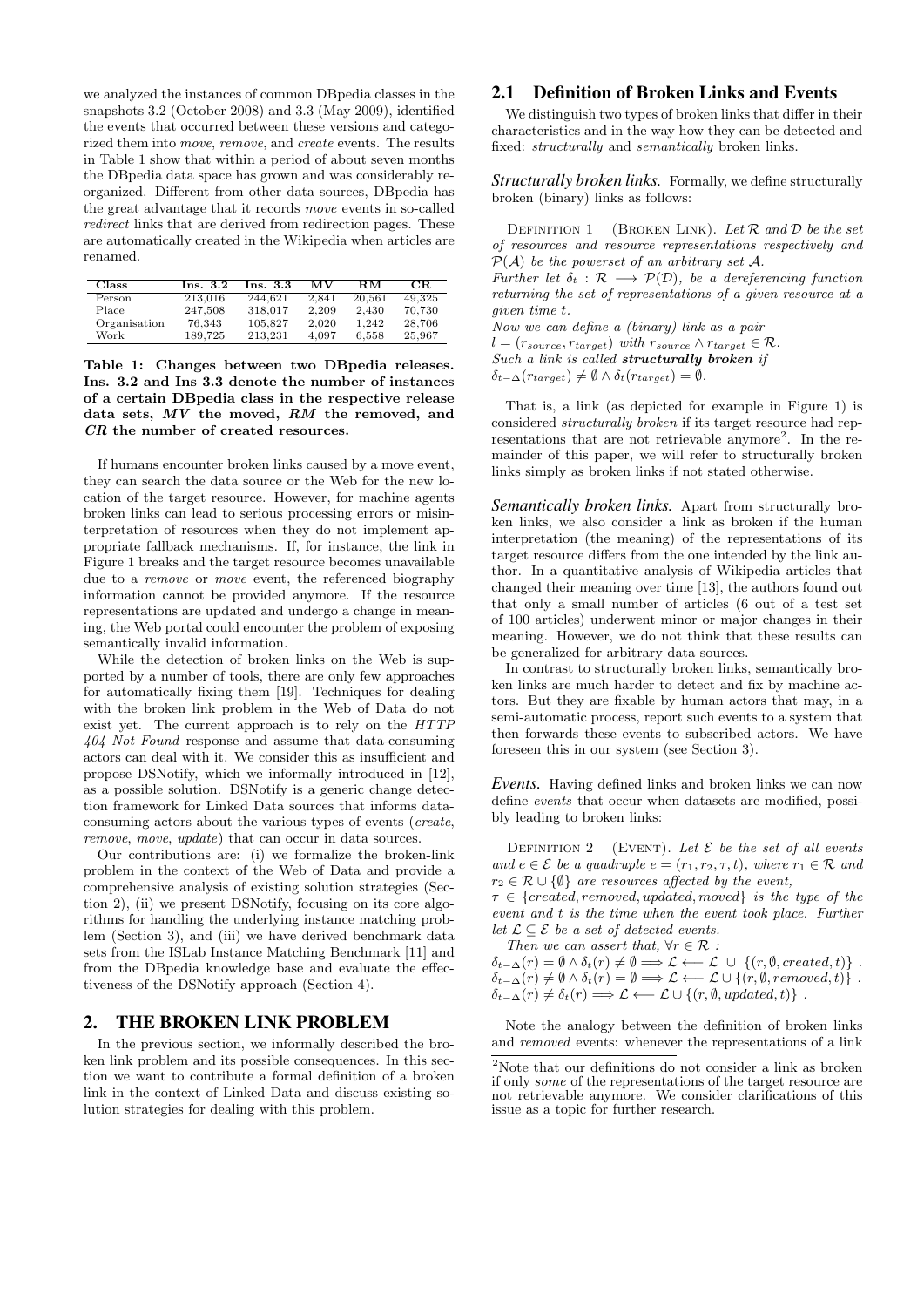we analyzed the instances of common DBpedia classes in the snapshots 3.2 (October 2008) and 3.3 (May 2009), identified the events that occurred between these versions and categorized them into *move*, *remove*, and *create* events. The results in Table 1 show that within a period of about seven months the DBpedia data space has grown and was considerably reorganized. Different from other data sources, DBpedia has the great advantage that it records *move* events in so-called *redirect* links that are derived from redirection pages. These are automatically created in the Wikipedia when articles are renamed.

| Class | Ins. 3.2 | Ins. 3.3 | MV | RM | CR |
|---|---|---|---|---|---|
| Person | 213,016 | 244,621 | 2,841 | 20,561 | 49,325 |
| Place | 247,508 | 318,017 | 2,209 | 2,430 | 70,730 |
| Organisation | 76,343 | 105,827 | 2,020 | 1,242 | 28,706 |
| Work | 189,725 | 213,231 | 4,097 | 6,558 | 25,967 |

**Table 1: Changes between two DBpedia releases. Ins. 3.2 and Ins 3.3 denote the number of instances of a certain DBpedia class in the respective release data sets, *MV* the moved, *RM* the removed, and *CR* the number of created resources.**

If humans encounter broken links caused by a move event, they can search the data source or the Web for the new location of the target resource. However, for machine agents broken links can lead to serious processing errors or misinterpretation of resources when they do not implement appropriate fallback mechanisms. If, for instance, the link in Figure 1 breaks and the target resource becomes unavailable due to a *remove* or *move* event, the referenced biography information cannot be provided anymore. If the resource representations are updated and undergo a change in meaning, the Web portal could encounter the problem of exposing semantically invalid information.

While the detection of broken links on the Web is supported by a number of tools, there are only few approaches for automatically fixing them [19]. Techniques for dealing with the broken link problem in the Web of Data do not exist yet. The current approach is to rely on the *HTTP 404 Not Found* response and assume that data-consuming actors can deal with it. We consider this as insufficient and propose DSNotify, which we informally introduced in [12], as a possible solution. DSNotify is a generic change detection framework for Linked Data sources that informs data-consuming actors about the various types of events (*create*, *remove*, *move*, *update*) that can occur in data sources.

Our contributions are: (i) we formalize the broken-link problem in the context of the Web of Data and provide a comprehensive analysis of existing solution strategies (Section 2), (ii) we present DSNotify, focusing on its core algorithms for handling the underlying instance matching problem (Section 3), and (iii) we have derived benchmark data sets from the ISLab Instance Matching Benchmark [11] and from the DBpedia knowledge base and evaluate the effectiveness of the DSNotify approach (Section 4).

## 2. THE BROKEN LINK PROBLEM

In the previous section, we informally described the broken link problem and its possible consequences. In this section we want to contribute a formal definition of a broken link in the context of Linked Data and discuss existing solution strategies for dealing with this problem.

### 2.1 Definition of Broken Links and Events

We distinguish two types of broken links that differ in their characteristics and in the way how they can be detected and fixed: *structurally* and *semantically* broken links.

***Structurally broken links.*** Formally, we define structurally broken (binary) links as follows:

Definition 1 (Broken Link). *Let $\mathcal{R}$ and $\mathcal{D}$ be the set of resources and resource representations respectively and $\mathcal{P}(\mathcal{A})$ be the powerset of an arbitrary set $\mathcal{A}$.*
*Further let $\delta_t : \mathcal{R} \longrightarrow \mathcal{P}(\mathcal{D})$, be a dereferencing function returning the set of representations of a given resource at a given time $t$.*
*Now we can define a (binary) link as a pair*
*$l = (r_{source}, r_{target})$ with $r_{source} \wedge r_{target} \in \mathcal{R}$.*
*Such a link is called **structurally broken** if*
*$\delta_{t-\Delta}(r_{target}) \neq \emptyset \wedge \delta_t(r_{target}) = \emptyset$.*

That is, a link (as depicted for example in Figure 1) is considered *structurally broken* if its target resource had representations that are not retrievable anymore[2]. In the remainder of this paper, we will refer to structurally broken links simply as broken links if not stated otherwise.

***Semantically broken links.*** Apart from structurally broken links, we also consider a link as broken if the human interpretation (the meaning) of the representations of its target resource differs from the one intended by the link author. In a quantitative analysis of Wikipedia articles that changed their meaning over time [13], the authors found out that only a small number of articles (6 out of a test set of 100 articles) underwent minor or major changes in their meaning. However, we do not think that these results can be generalized for arbitrary data sources.

In contrast to structurally broken links, semantically broken links are much harder to detect and fix by machine actors. But they are fixable by human actors that may, in a semi-automatic process, report such events to a system that then forwards these events to subscribed actors. We have foreseen this in our system (see Section 3).

***Events.*** Having defined links and broken links we can now define *events* that occur when datasets are modified, possibly leading to broken links:

Definition 2 (Event). *Let $\mathcal{E}$ be the set of all events and $e \in \mathcal{E}$ be a quadruple $e = (r_1, r_2, \tau, t)$, where $r_1 \in \mathcal{R}$ and $r_2 \in \mathcal{R} \cup \{\emptyset\}$ are resources affected by the event,*
*$\tau \in \{created, removed, updated, moved\}$ is the type of the event and $t$ is the time when the event took place. Further let $\mathcal{L} \subseteq \mathcal{E}$ be a set of detected events.*
*Then we can assert that, $\forall r \in \mathcal{R}$ :*

$$\delta_{t-\Delta}(r) = \emptyset \wedge \delta_t(r) \neq \emptyset \Longrightarrow \mathcal{L} \longleftarrow \mathcal{L} \cup \{(r, \emptyset, created, t)\} .$$
$$\delta_{t-\Delta}(r) \neq \emptyset \wedge \delta_t(r) = \emptyset \Longrightarrow \mathcal{L} \longleftarrow \mathcal{L} \cup \{(r, \emptyset, removed, t)\} .$$
$$\delta_{t-\Delta}(r) \neq \delta_t(r) \Longrightarrow \mathcal{L} \longleftarrow \mathcal{L} \cup \{(r, \emptyset, updated, t)\} .$$

Note the analogy between the definition of broken links and *removed* events: whenever the representations of a link

[2] Note that our definitions do not consider a link as broken if only *some* of the representations of the target resource are not retrievable anymore. We consider clarifications of this issue as a topic for further research.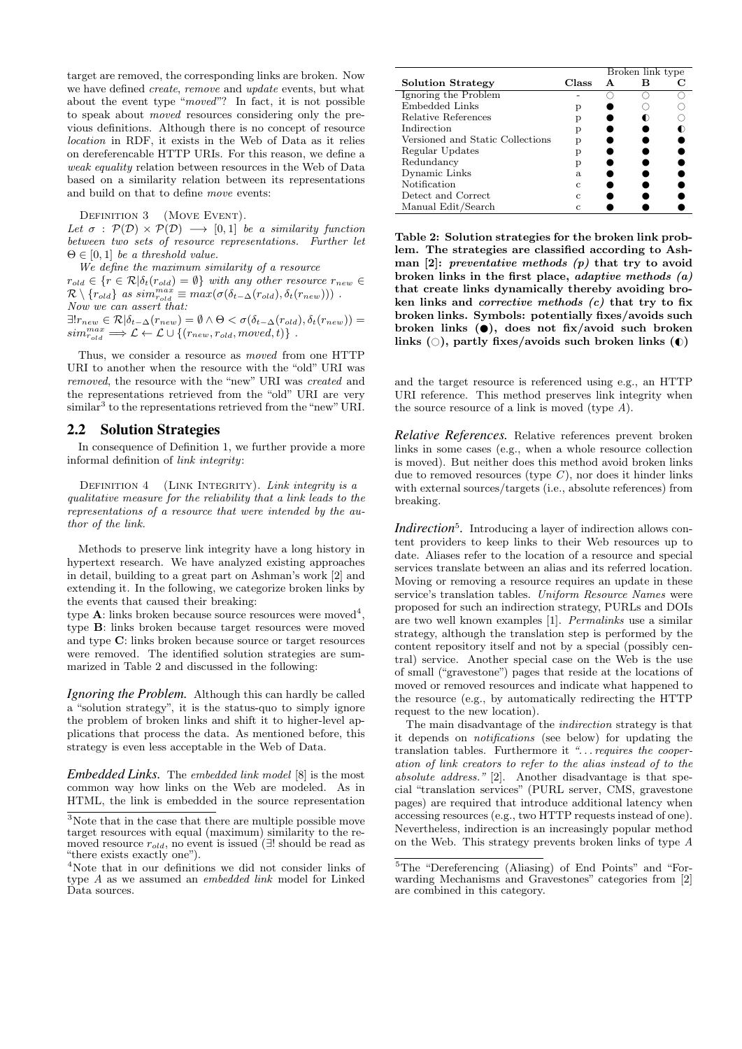target are removed, the corresponding links are broken. Now we have defined *create*, *remove* and *update* events, but what about the event type "*moved*"? In fact, it is not possible to speak about *moved* resources considering only the previous definitions. Although there is no concept of resource *location* in RDF, it exists in the Web of Data as it relies on dereferencable HTTP URIs. For this reason, we define a *weak equality* relation between resources in the Web of Data based on a similarity relation between its representations and build on that to define *move* events:

DEFINITION 3 (MOVE EVENT).
*Let $\sigma : \mathcal{P}(\mathcal{D}) \times \mathcal{P}(\mathcal{D}) \longrightarrow [0,1]$ be a similarity function between two sets of resource representations. Further let $\Theta \in [0,1]$ be a threshold value.*
*We define the maximum similarity of a resource $r_{old} \in \{r \in \mathcal{R} | \delta_t(r_{old}) = \emptyset\}$ with any other resource $r_{new} \in \mathcal{R} \setminus \{r_{old}\}$ as $sim^{max}_{r_{old}} \equiv max(\sigma(\delta_{t-\Delta}(r_{old}), \delta_t(r_{new})))$ .*
*Now we can assert that:*
$\exists! r_{new} \in \mathcal{R} | \delta_{t-\Delta}(r_{new}) = \emptyset \wedge \Theta < \sigma(\delta_{t-\Delta}(r_{old}), \delta_t(r_{new})) = sim^{max}_{r_{old}} \Longrightarrow \mathcal{L} \leftarrow \mathcal{L} \cup \{(r_{new}, r_{old}, moved, t)\}$ .

Thus, we consider a resource as *moved* from one HTTP URI to another when the resource with the "old" URI was *removed*, the resource with the "new" URI was *created* and the representations retrieved from the "old" URI are very similar[3] to the representations retrieved from the "new" URI.

## 2.2 Solution Strategies

In consequence of Definition 1, we further provide a more informal definition of *link integrity*:

DEFINITION 4 (LINK INTEGRITY). *Link integrity is a qualitative measure for the reliability that a link leads to the representations of a resource that were intended by the author of the link.*

Methods to preserve link integrity have a long history in hypertext research. We have analyzed existing approaches in detail, building to a great part on Ashman's work [2] and extending it. In the following, we categorize broken links by the events that caused their breaking:
type **A**: links broken because source resources were moved[4], type **B**: links broken because target resources were moved and type **C**: links broken because source or target resources were removed. The identified solution strategies are summarized in Table 2 and discussed in the following:

***Ignoring the Problem.*** Although this can hardly be called a "solution strategy", it is the status-quo to simply ignore the problem of broken links and shift it to higher-level applications that process the data. As mentioned before, this strategy is even less acceptable in the Web of Data.

***Embedded Links.*** The *embedded link model* [8] is the most common way how links on the Web are modeled. As in HTML, the link is embedded in the source representation and the target resource is referenced using e.g., an HTTP URI reference. This method preserves link integrity when the source resource of a link is moved (type *A*).

| | | Broken link type | | |
|---|---|---|---|---|
| **Solution Strategy** | **Class** | **A** | **B** | **C** |
| Ignoring the Problem | - | ○ | ○ | ○ |
| Embedded Links | p | ● | ○ | ○ |
| Relative References | p | ● | ◐ | ○ |
| Indirection | p | ● | ● | ◐ |
| Versioned and Static Collections | p | ● | ● | ● |
| Regular Updates | p | ● | ● | ● |
| Redundancy | p | ● | ● | ● |
| Dynamic Links | a | ● | ● | ● |
| Notification | c | ● | ● | ● |
| Detect and Correct | c | ● | ● | ● |
| Manual Edit/Search | c | ● | ● | ● |

**Table 2: Solution strategies for the broken link problem. The strategies are classified according to Ashman [2]: *preventative methods (p)* that try to avoid broken links in the first place, *adaptive methods (a)* that create links dynamically thereby avoiding broken links and *corrective methods (c)* that try to fix broken links. Symbols: potentially fixes/avoids such broken links (●), does not fix/avoid such broken links (○), partly fixes/avoids such broken links (◐)**

***Relative References.*** Relative references prevent broken links in some cases (e.g., when a whole resource collection is moved). But neither does this method avoid broken links due to removed resources (type *C*), nor does it hinder links with external sources/targets (i.e., absolute references) from breaking.

***Indirection*[5].** Introducing a layer of indirection allows content providers to keep links to their Web resources up to date. Aliases refer to the location of a resource and special services translate between an alias and its referred location. Moving or removing a resource requires an update in these service's translation tables. *Uniform Resource Names* were proposed for such an indirection strategy, PURLs and DOIs are two well known examples [1]. *Permalinks* use a similar strategy, although the translation step is performed by the content repository itself and not by a special (possibly central) service. Another special case on the Web is the use of small ("gravestone") pages that reside at the locations of moved or removed resources and indicate what happened to the resource (e.g., by automatically redirecting the HTTP request to the new location).

The main disadvantage of the *indirection* strategy is that it depends on *notifications* (see below) for updating the translation tables. Furthermore it *"...requires the cooperation of link creators to refer to the alias instead of to the absolute address."* [2]. Another disadvantage is that special "translation services" (PURL server, CMS, gravestone pages) are required that introduce additional latency when accessing resources (e.g., two HTTP requests instead of one). Nevertheless, indirection is an increasingly popular method on the Web. This strategy prevents broken links of type *A*

[3] Note that in the case that there are multiple possible move target resources with equal (maximum) similarity to the removed resource $r_{old}$, no event is issued ($\exists!$ should be read as "there exists exactly one").

[4] Note that in our definitions we did not consider links of type *A* as we assumed an *embedded link* model for Linked Data sources.

[5] The "Dereferencing (Aliasing) of End Points" and "Forwarding Mechanisms and Gravestones" categories from [2] are combined in this category.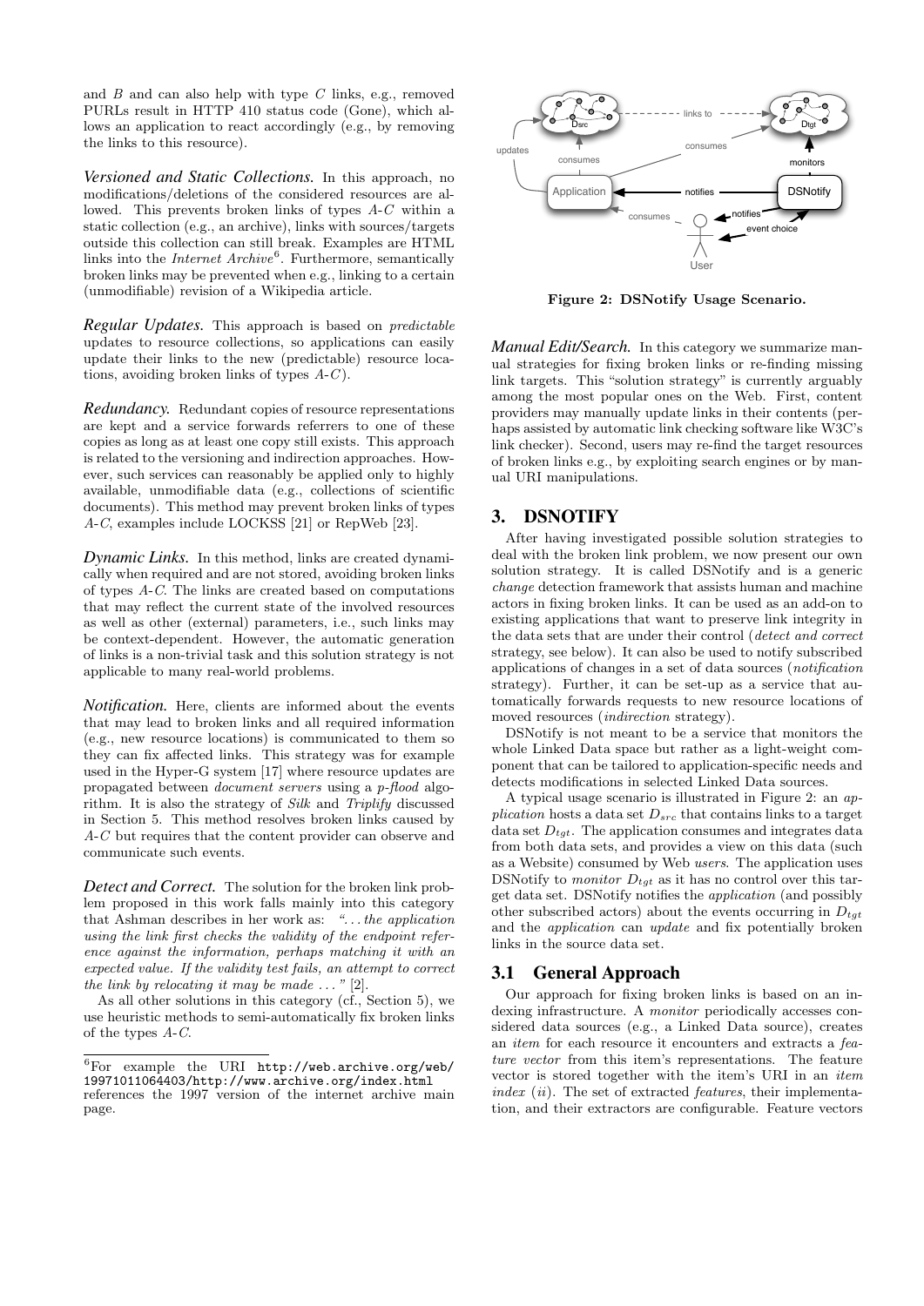and $B$ and can also help with type $C$ links, e.g., removed PURLs result in HTTP 410 status code (Gone), which allows an application to react accordingly (e.g., by removing the links to this resource).

***Versioned and Static Collections.*** In this approach, no modifications/deletions of the considered resources are allowed. This prevents broken links of types $A$-$C$ within a static collection (e.g., an archive), links with sources/targets outside this collection can still break. Examples are HTML links into the *Internet Archive*[6]. Furthermore, semantically broken links may be prevented when e.g., linking to a certain (unmodifiable) revision of a Wikipedia article.

***Regular Updates.*** This approach is based on *predictable* updates to resource collections, so applications can easily update their links to the new (predictable) resource locations, avoiding broken links of types $A$-$C$).

***Redundancy.*** Redundant copies of resource representations are kept and a service forwards referrers to one of these copies as long as at least one copy still exists. This approach is related to the versioning and indirection approaches. However, such services can reasonably be applied only to highly available, unmodifiable data (e.g., collections of scientific documents). This method may prevent broken links of types $A$-$C$, examples include LOCKSS [21] or RepWeb [23].

***Dynamic Links.*** In this method, links are created dynamically when required and are not stored, avoiding broken links of types $A$-$C$. The links are created based on computations that may reflect the current state of the involved resources as well as other (external) parameters, i.e., such links may be context-dependent. However, the automatic generation of links is a non-trivial task and this solution strategy is not applicable to many real-world problems.

***Notification.*** Here, clients are informed about the events that may lead to broken links and all required information (e.g., new resource locations) is communicated to them so they can fix affected links. This strategy was for example used in the Hyper-G system [17] where resource updates are propagated between *document servers* using a *p-flood* algorithm. It is also the strategy of *Silk* and *Triplify* discussed in Section 5. This method resolves broken links caused by $A$-$C$ but requires that the content provider can observe and communicate such events.

***Detect and Correct.*** The solution for the broken link problem proposed in this work falls mainly into this category that Ashman describes in her work as: *"...the application using the link first checks the validity of the endpoint reference against the information, perhaps matching it with an expected value. If the validity test fails, an attempt to correct the link by relocating it may be made ..."* [2].

As all other solutions in this category (cf., Section 5), we use heuristic methods to semi-automatically fix broken links of the types $A$-$C$.

[6]For example the URI http://web.archive.org/web/19971011064403/http://www.archive.org/index.html references the 1997 version of the internet archive main page.

**Figure 2: DSNotify Usage Scenario.**

***Manual Edit/Search.*** In this category we summarize manual strategies for fixing broken links or re-finding missing link targets. This "solution strategy" is currently arguably among the most popular ones on the Web. First, content providers may manually update links in their contents (perhaps assisted by automatic link checking software like W3C's link checker). Second, users may re-find the target resources of broken links e.g., by exploiting search engines or by manual URI manipulations.

## 3. DSNOTIFY

After having investigated possible solution strategies to deal with the broken link problem, we now present our own solution strategy. It is called DSNotify and is a generic *change* detection framework that assists human and machine actors in fixing broken links. It can be used as an add-on to existing applications that want to preserve link integrity in the data sets that are under their control (*detect and correct* strategy, see below). It can also be used to notify subscribed applications of changes in a set of data sources (*notification* strategy). Further, it can be set-up as a service that automatically forwards requests to new resource locations of moved resources (*indirection* strategy).

DSNotify is not meant to be a service that monitors the whole Linked Data space but rather as a light-weight component that can be tailored to application-specific needs and detects modifications in selected Linked Data sources.

A typical usage scenario is illustrated in Figure 2: an *application* hosts a data set $D_{src}$ that contains links to a target data set $D_{tgt}$. The application consumes and integrates data from both data sets, and provides a view on this data (such as a Website) consumed by Web *users*. The application uses DSNotify to *monitor* $D_{tgt}$ as it has no control over this target data set. DSNotify notifies the *application* (and possibly other subscribed actors) about the events occurring in $D_{tgt}$ and the *application* can *update* and fix potentially broken links in the source data set.

### 3.1 General Approach

Our approach for fixing broken links is based on an indexing infrastructure. A *monitor* periodically accesses considered data sources (e.g., a Linked Data source), creates an *item* for each resource it encounters and extracts a *feature vector* from this item's representations. The feature vector is stored together with the item's URI in an *item index* (*ii*). The set of extracted *features*, their implementation, and their extractors are configurable. Feature vectors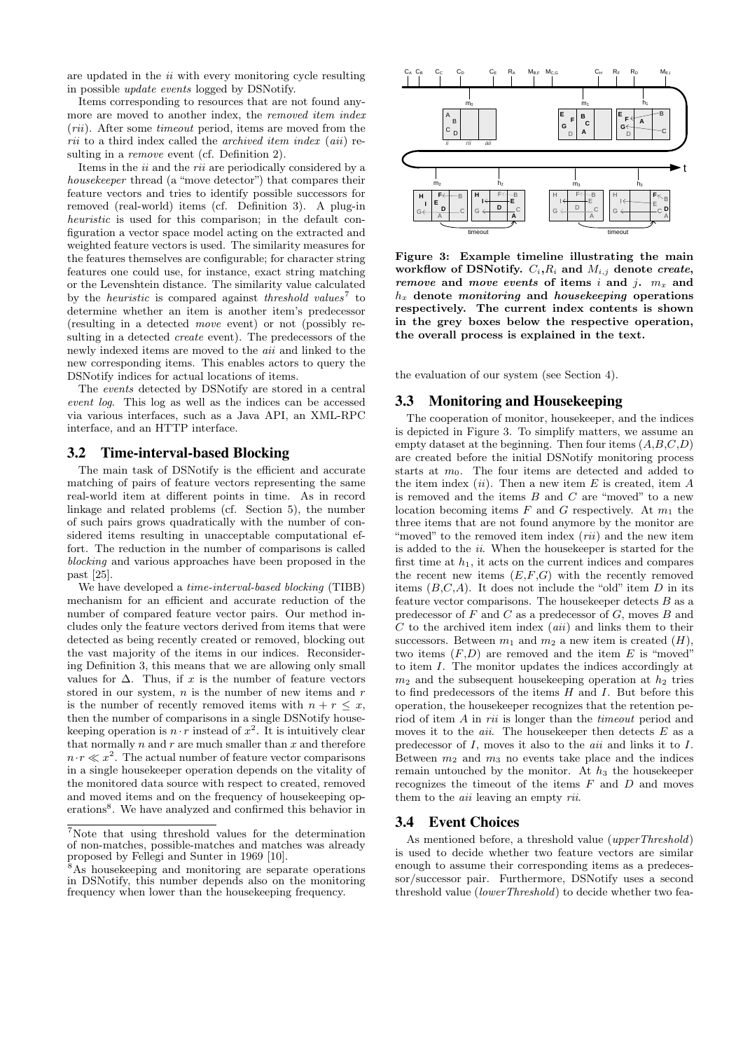are updated in the *ii* with every monitoring cycle resulting in possible *update events* logged by DSNotify.

Items corresponding to resources that are not found anymore are moved to another index, the *removed item index* (*rii*). After some *timeout* period, items are moved from the *rii* to a third index called the *archived item index* (*aii*) resulting in a *remove* event (cf. Definition 2).

Items in the *ii* and the *rii* are periodically considered by a *housekeeper* thread (a "move detector") that compares their feature vectors and tries to identify possible successors for removed (real-world) items (cf. Definition 3). A plug-in *heuristic* is used for this comparison; in the default configuration a vector space model acting on the extracted and weighted feature vectors is used. The similarity measures for the features themselves are configurable; for character string features one could use, for instance, exact string matching or the Levenshtein distance. The similarity value calculated by the *heuristic* is compared against *threshold values*[7] to determine whether an item is another item's predecessor (resulting in a detected *move* event) or not (possibly resulting in a detected *create* event). The predecessors of the newly indexed items are moved to the *aii* and linked to the new corresponding items. This enables actors to query the DSNotify indices for actual locations of items.

The *events* detected by DSNotify are stored in a central *event log*. This log as well as the indices can be accessed via various interfaces, such as a Java API, an XML-RPC interface, and an HTTP interface.

## 3.2 Time-interval-based Blocking

The main task of DSNotify is the efficient and accurate matching of pairs of feature vectors representing the same real-world item at different points in time. As in record linkage and related problems (cf. Section 5), the number of such pairs grows quadratically with the number of considered items resulting in unacceptable computational effort. The reduction in the number of comparisons is called *blocking* and various approaches have been proposed in the past [25].

We have developed a *time-interval-based blocking* (TIBB) mechanism for an efficient and accurate reduction of the number of compared feature vector pairs. Our method includes only the feature vectors derived from items that were detected as being recently created or removed, blocking out the vast majority of the items in our indices. Reconsidering Definition 3, this means that we are allowing only small values for $\Delta$. Thus, if $x$ is the number of feature vectors stored in our system, $n$ is the number of new items and $r$ is the number of recently removed items with $n + r \leq x$, then the number of comparisons in a single DSNotify housekeeping operation is $n \cdot r$ instead of $x^2$. It is intuitively clear that normally $n$ and $r$ are much smaller than $x$ and therefore $n \cdot r \ll x^2$. The actual number of feature vector comparisons in a single housekeeper operation depends on the vitality of the monitored data source with respect to created, removed and moved items and on the frequency of housekeeping operations[8]. We have analyzed and confirmed this behavior in the evaluation of our system (see Section 4).

[7] Note that using threshold values for the determination of non-matches, possible-matches and matches was already proposed by Fellegi and Sunter in 1969 [10].

[8] As housekeeping and monitoring are separate operations in DSNotify, this number depends also on the monitoring frequency when lower than the housekeeping frequency.

**Figure 3: Example timeline illustrating the main workflow of DSNotify. $C_i$,$R_i$ and $M_{i,j}$ denote *create*, *remove* and *move events* of items $i$ and $j$. $m_x$ and $h_x$ denote *monitoring* and *housekeeping* operations respectively. The current index contents is shown in the grey boxes below the respective operation, the overall process is explained in the text.**

## 3.3 Monitoring and Housekeeping

The cooperation of monitor, housekeeper, and the indices is depicted in Figure 3. To simplify matters, we assume an empty dataset at the beginning. Then four items ($A$,$B$,$C$,$D$) are created before the initial DSNotify monitoring process starts at $m_0$. The four items are detected and added to the item index (*ii*). Then a new item $E$ is created, item $A$ is removed and the items $B$ and $C$ are "moved" to a new location becoming items $F$ and $G$ respectively. At $m_1$ the three items that are not found anymore by the monitor are "moved" to the removed item index (*rii*) and the new item is added to the *ii*. When the housekeeper is started for the first time at $h_1$, it acts on the current indices and compares the recent new items ($E$,$F$,$G$) with the recently removed items ($B$,$C$,$A$). It does not include the "old" item $D$ in its feature vector comparisons. The housekeeper detects $B$ as a predecessor of $F$ and $C$ as a predecessor of $G$, moves $B$ and $C$ to the archived item index (*aii*) and links them to their successors. Between $m_1$ and $m_2$ a new item is created ($H$), two items ($F$,$D$) are removed and the item $E$ is "moved" to item $I$. The monitor updates the indices accordingly at $m_2$ and the subsequent housekeeping operation at $h_2$ tries to find predecessors of the items $H$ and $I$. But before this operation, the housekeeper recognizes that the retention period of item $A$ in *rii* is longer than the *timeout* period and moves it to the *aii*. The housekeeper then detects $E$ as a predecessor of $I$, moves it also to the *aii* and links it to $I$. Between $m_2$ and $m_3$ no events take place and the indices remain untouched by the monitor. At $h_3$ the housekeeper recognizes the timeout of the items $F$ and $D$ and moves them to the *aii* leaving an empty *rii*.

## 3.4 Event Choices

As mentioned before, a threshold value (*upperThreshold*) is used to decide whether two feature vectors are similar enough to assume their corresponding items as a predecessor/successor pair. Furthermore, DSNotify uses a second threshold value (*lowerThreshold*) to decide whether two fea-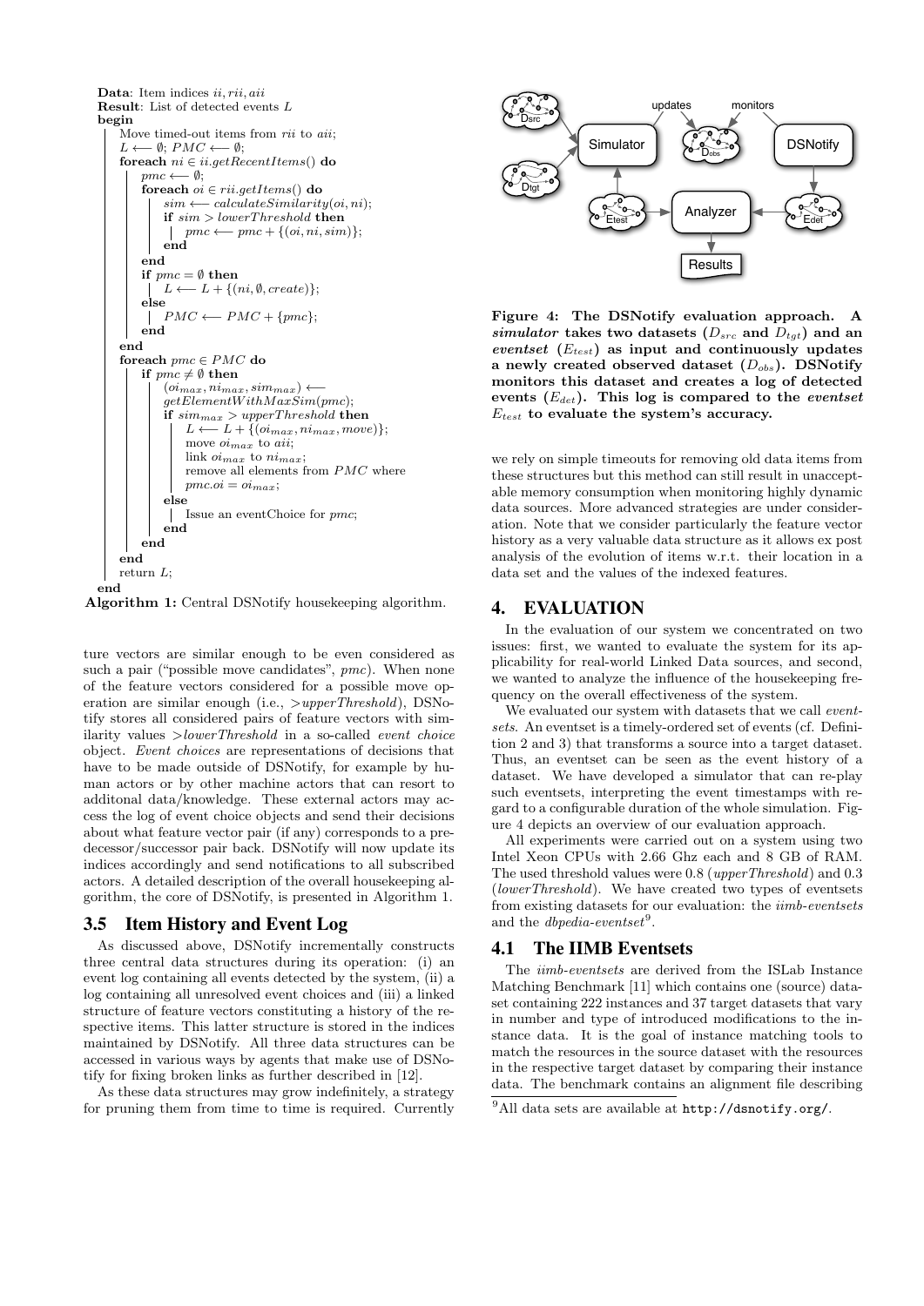```
Data: Item indices ii, rii, aii
Result: List of detected events L
begin
    Move timed-out items from rii to aii;
    L ⟵ ∅; PMC ⟵ ∅;
    foreach ni ∈ ii.getRecentItems() do
        pmc ⟵ ∅;
        foreach oi ∈ rii.getItems() do
            sim ⟵ calculateSimilarity(oi, ni);
            if sim > lowerThreshold then
                pmc ⟵ pmc + {(oi, ni, sim)};
            end
        end
        if pmc = ∅ then
            L ⟵ L + {(ni, ∅, create)};
        else
            PMC ⟵ PMC + {pmc};
        end
    end
    foreach pmc ∈ PMC do
        if pmc ≠ ∅ then
            (oi_max, ni_max, sim_max) ⟵
            getElementWithMaxSim(pmc);
            if sim_max > upperThreshold then
                L ⟵ L + {(oi_max, ni_max, move)};
                move oi_max to aii;
                link oi_max to ni_max;
                remove all elements from PMC where
                pmc.oi = oi_max;
            else
                Issue an eventChoice for pmc;
            end
        end
    end
    return L;
end
```

**Algorithm 1:** Central DSNotify housekeeping algorithm.

ture vectors are similar enough to be even considered as such a pair ("possible move candidates", *pmc*). When none of the feature vectors considered for a possible move operation are similar enough (i.e., >*upperThreshold*), DSNotify stores all considered pairs of feature vectors with similarity values >*lowerThreshold* in a so-called *event choice* object. *Event choices* are representations of decisions that have to be made outside of DSNotify, for example by human actors or by other machine actors that can resort to additonal data/knowledge. These external actors may access the log of event choice objects and send their decisions about what feature vector pair (if any) corresponds to a predecessor/successor pair back. DSNotify will now update its indices accordingly and send notifications to all subscribed actors. A detailed description of the overall housekeeping algorithm, the core of DSNotify, is presented in Algorithm 1.

## 3.5 Item History and Event Log

As discussed above, DSNotify incrementally constructs three central data structures during its operation: (i) an event log containing all events detected by the system, (ii) a log containing all unresolved event choices and (iii) a linked structure of feature vectors constituting a history of the respective items. This latter structure is stored in the indices maintained by DSNotify. All three data structures can be accessed in various ways by agents that make use of DSNotify for fixing broken links as further described in [12].

As these data structures may grow indefinitely, a strategy for pruning them from time to time is required. Currently we rely on simple timeouts for removing old data items from these structures but this method can still result in unacceptable memory consumption when monitoring highly dynamic data sources. More advanced strategies are under consideration. Note that we consider particularly the feature vector history as a very valuable data structure as it allows ex post analysis of the evolution of items w.r.t. their location in a data set and the values of the indexed features.

**Figure 4: The DSNotify evaluation approach. A *simulator* takes two datasets ($D_{src}$ and $D_{tgt}$) and an *eventset* ($E_{test}$) as input and continuously updates a newly created observed dataset ($D_{obs}$). DSNotify monitors this dataset and creates a log of detected events ($E_{det}$). This log is compared to the *eventset* $E_{test}$ to evaluate the system's accuracy.**

# 4. EVALUATION

In the evaluation of our system we concentrated on two issues: first, we wanted to evaluate the system for its applicability for real-world Linked Data sources, and second, we wanted to analyze the influence of the housekeeping frequency on the overall effectiveness of the system.

We evaluated our system with datasets that we call *eventsets*. An eventset is a timely-ordered set of events (cf. Definition 2 and 3) that transforms a source into a target dataset. Thus, an eventset can be seen as the event history of a dataset. We have developed a simulator that can re-play such eventsets, interpreting the event timestamps with regard to a configurable duration of the whole simulation. Figure 4 depicts an overview of our evaluation approach.

All experiments were carried out on a system using two Intel Xeon CPUs with 2.66 Ghz each and 8 GB of RAM. The used threshold values were 0.8 (*upperThreshold*) and 0.3 (*lowerThreshold*). We have created two types of eventsets from existing datasets for our evaluation: the *iimb-eventsets* and the *dbpedia-eventset*[9].

## 4.1 The IIMB Eventsets

The *iimb-eventsets* are derived from the ISLab Instance Matching Benchmark [11] which contains one (source) dataset containing 222 instances and 37 target datasets that vary in number and type of introduced modifications to the instance data. It is the goal of instance matching tools to match the resources in the source dataset with the resources in the respective target dataset by comparing their instance data. The benchmark contains an alignment file describing

[9] All data sets are available at http://dsnotify.org/.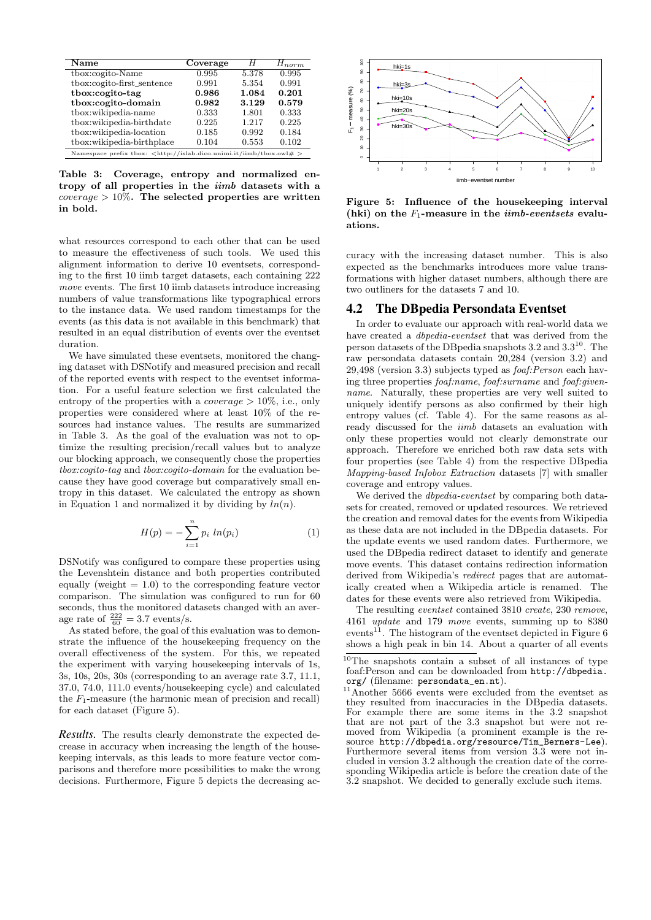| Name | Coverage | $H$ | $H_{norm}$ |
|---|---|---|---|
| tbox:cogito-Name | 0.995 | 5.378 | 0.995 |
| tbox:cogito-first_sentence | 0.991 | 5.354 | 0.991 |
| **tbox:cogito-tag** | **0.986** | **1.084** | **0.201** |
| **tbox:cogito-domain** | **0.982** | **3.129** | **0.579** |
| tbox:wikipedia-name | 0.333 | 1.801 | 0.333 |
| tbox:wikipedia-birthdate | 0.225 | 1.217 | 0.225 |
| tbox:wikipedia-location | 0.185 | 0.992 | 0.184 |
| tbox:wikipedia-birthplace | 0.104 | 0.553 | 0.102 |

Namespace prefix tbox: <http://islab.dico.unimi.it/iimb/tbox.owl# >

**Table 3: Coverage, entropy and normalized entropy of all properties in the *iimb* datasets with a *coverage* $> 10\%$. The selected properties are written in bold.**

what resources correspond to each other that can be used to measure the effectiveness of such tools. We used this alignment information to derive 10 eventsets, corresponding to the first 10 iimb target datasets, each containing 222 *move* events. The first 10 iimb datasets introduce increasing numbers of value transformations like typographical errors to the instance data. We used random timestamps for the events (as this data is not available in this benchmark) that resulted in an equal distribution of events over the eventset duration.

We have simulated these eventsets, monitored the changing dataset with DSNotify and measured precision and recall of the reported events with respect to the eventset information. For a useful feature selection we first calculated the entropy of the properties with a *coverage* $> 10\%$, i.e., only properties were considered where at least 10% of the resources had instance values. The results are summarized in Table 3. As the goal of the evaluation was not to optimize the resulting precision/recall values but to analyze our blocking approach, we consequently chose the properties *tbox:cogito-tag* and *tbox:cogito-domain* for the evaluation because they have good coverage but comparatively small entropy in this dataset. We calculated the entropy as shown in Equation 1 and normalized it by dividing by $ln(n)$.

$$H(p) = -\sum_{i=1}^{n} p_i \; ln(p_i) \tag{1}$$

DSNotify was configured to compare these properties using the Levenshtein distance and both properties contributed equally (weight = 1.0) to the corresponding feature vector comparison. The simulation was configured to run for 60 seconds, thus the monitored datasets changed with an average rate of $\frac{222}{60} = 3.7$ events/s.

As stated before, the goal of this evaluation was to demonstrate the influence of the housekeeping frequency on the overall effectiveness of the system. For this, we repeated the experiment with varying housekeeping intervals of 1s, 3s, 10s, 20s, 30s (corresponding to an average rate 3.7, 11.1, 37.0, 74.0, 111.0 events/housekeeping cycle) and calculated the $F_1$-measure (the harmonic mean of precision and recall) for each dataset (Figure 5).

***Results.*** The results clearly demonstrate the expected decrease in accuracy when increasing the length of the housekeeping intervals, as this leads to more feature vector comparisons and therefore more possibilities to make the wrong decisions. Furthermore, Figure 5 depicts the decreasing accuracy with the increasing dataset number. This is also expected as the benchmarks introduces more value transformations with higher dataset numbers, although there are two outliners for the datasets 7 and 10.

**Figure 5: Influence of the housekeeping interval (hki) on the $F_1$-measure in the *iimb-eventsets* evaluations.**

## 4.2 The DBpedia Persondata Eventset

In order to evaluate our approach with real-world data we have created a *dbpedia-eventset* that was derived from the person datasets of the DBpedia snapshots 3.2 and 3.3[10]. The raw persondata datasets contain 20,284 (version 3.2) and 29,498 (version 3.3) subjects typed as *foaf:Person* each having three properties *foaf:name*, *foaf:surname* and *foaf:givenname*. Naturally, these properties are very well suited to uniquely identify persons as also confirmed by their high entropy values (cf. Table 4). For the same reasons as already discussed for the *iimb* datasets an evaluation with only these properties would not clearly demonstrate our approach. Therefore we enriched both raw data sets with four properties (see Table 4) from the respective DBpedia *Mapping-based Infobox Extraction* datasets [7] with smaller coverage and entropy values.

We derived the *dbpedia-eventset* by comparing both datasets for created, removed or updated resources. We retrieved the creation and removal dates for the events from Wikipedia as these data are not included in the DBpedia datasets. For the update events we used random dates. Furthermore, we used the DBpedia redirect dataset to identify and generate move events. This dataset contains redirection information derived from Wikipedia's *redirect* pages that are automatically created when a Wikipedia article is renamed. The dates for these events were also retrieved from Wikipedia.

The resulting *eventset* contained 3810 *create*, 230 *remove*, 4161 *update* and 179 *move* events, summing up to 8380 events[11]. The histogram of the eventset depicted in Figure 6 shows a high peak in bin 14. About a quarter of all events

[10] The snapshots contain a subset of all instances of type foaf:Person and can be downloaded from `http://dbpedia.org/` (filename: `persondata_en.nt`).

[11] Another 5666 events were excluded from the eventset as they resulted from inaccuracies in the DBpedia datasets. For example there are some items in the 3.2 snapshot that are not part of the 3.3 snapshot but were not removed from Wikipedia (a prominent example is the resource `http://dbpedia.org/resource/Tim_Berners-Lee`). Furthermore several items from version 3.3 were not included in version 3.2 although the creation date of the corresponding Wikipedia article is before the creation date of the 3.2 snapshot. We decided to generally exclude such items.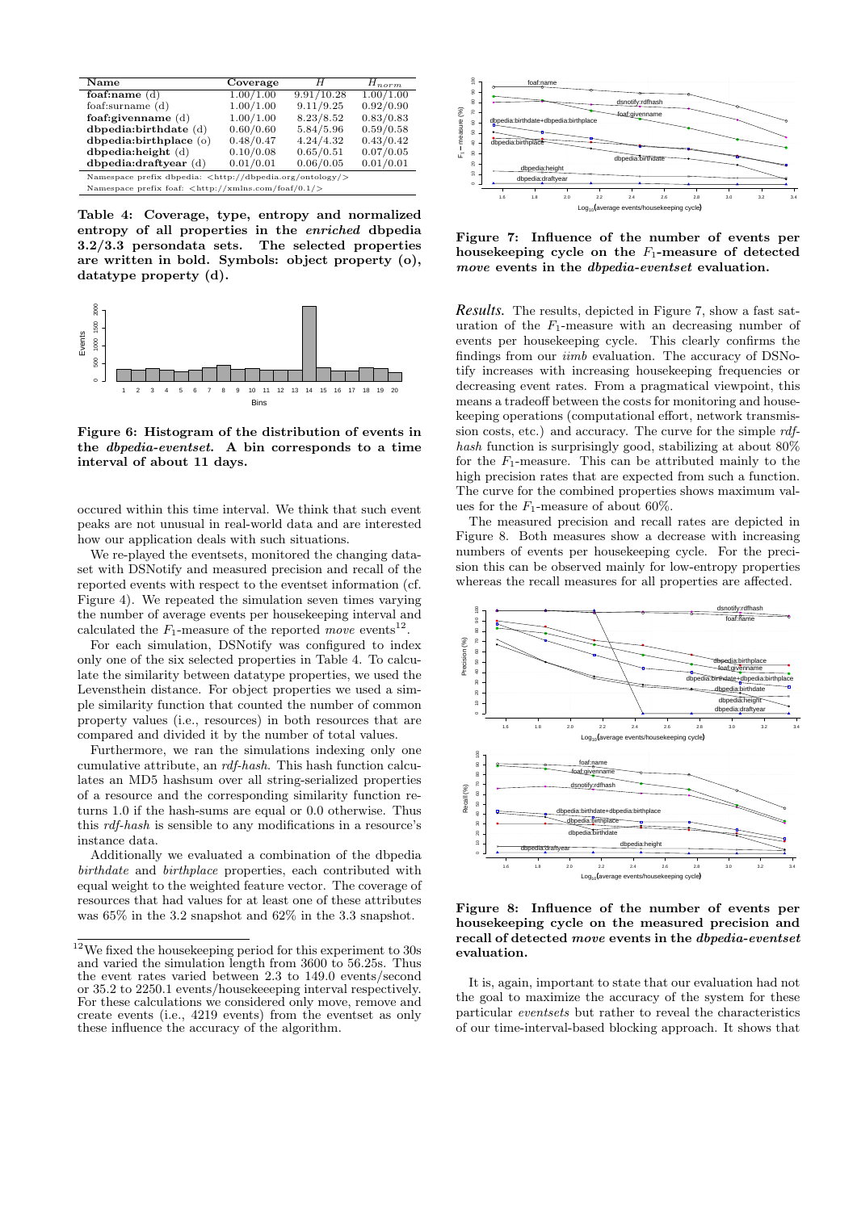| Name | Coverage | $H$ | $H_{norm}$ |
|---|---|---|---|
| **foaf:name** (d) | 1.00/1.00 | 9.91/10.28 | 1.00/1.00 |
| foaf:surname (d) | 1.00/1.00 | 9.11/9.25 | 0.92/0.90 |
| **foaf:givenname** (d) | 1.00/1.00 | 8.23/8.52 | 0.83/0.83 |
| **dbpedia:birthdate** (d) | 0.60/0.60 | 5.84/5.96 | 0.59/0.58 |
| **dbpedia:birthplace** (o) | 0.48/0.47 | 4.24/4.32 | 0.43/0.42 |
| **dbpedia:height** (d) | 0.10/0.08 | 0.65/0.51 | 0.07/0.05 |
| **dbpedia:draftyear** (d) | 0.01/0.01 | 0.06/0.05 | 0.01/0.01 |

Namespace prefix dbpedia: <http://dbpedia.org/ontology/>
Namespace prefix foaf: <http://xmlns.com/foaf/0.1/>

**Table 4: Coverage, type, entropy and normalized entropy of all properties in the *enriched* dbpedia 3.2/3.3 persondata sets. The selected properties are written in bold. Symbols: object property (o), datatype property (d).**

**Figure 6: Histogram of the distribution of events in the *dbpedia-eventset*. A bin corresponds to a time interval of about 11 days.**

occured within this time interval. We think that such event peaks are not unusual in real-world data and are interested how our application deals with such situations.

We re-played the eventsets, monitored the changing dataset with DSNotify and measured precision and recall of the reported events with respect to the eventset information (cf. Figure 4). We repeated the simulation seven times varying the number of average events per housekeeping interval and calculated the $F_1$-measure of the reported *move* events[12].

For each simulation, DSNotify was configured to index only one of the six selected properties in Table 4. To calculate the similarity between datatype properties, we used the Levensthein distance. For object properties we used a simple similarity function that counted the number of common property values (i.e., resources) in both resources that are compared and divided it by the number of total values.

Furthermore, we ran the simulations indexing only one cumulative attribute, an *rdf-hash*. This hash function calculates an MD5 hashsum over all string-serialized properties of a resource and the corresponding similarity function returns 1.0 if the hash-sums are equal or 0.0 otherwise. Thus this *rdf-hash* is sensible to any modifications in a resource's instance data.

Additionally we evaluated a combination of the dbpedia *birthdate* and *birthplace* properties, each contributed with equal weight to the weighted feature vector. The coverage of resources that had values for at least one of these attributes was 65% in the 3.2 snapshot and 62% in the 3.3 snapshot.

[12] We fixed the housekeeping period for this experiment to 30s and varied the simulation length from 3600 to 56.25s. Thus the event rates varied between 2.3 to 149.0 events/second or 35.2 to 2250.1 events/housekeeeping interval respectively. For these calculations we considered only move, remove and create events (i.e., 4219 events) from the eventset as only these influence the accuracy of the algorithm.

**Figure 7: Influence of the number of events per housekeeping cycle on the $F_1$-measure of detected *move* events in the *dbpedia-eventset* evaluation.**

*Results.* The results, depicted in Figure 7, show a fast saturation of the $F_1$-measure with an decreasing number of events per housekeeping cycle. This clearly confirms the findings from our *iimb* evaluation. The accuracy of DSNotify increases with increasing housekeeping frequencies or decreasing event rates. From a pragmatical viewpoint, this means a tradeoff between the costs for monitoring and housekeeping operations (computational effort, network transmission costs, etc.) and accuracy. The curve for the simple *rdf-hash* function is surprisingly good, stabilizing at about 80% for the $F_1$-measure. This can be attributed mainly to the high precision rates that are expected from such a function. The curve for the combined properties shows maximum values for the $F_1$-measure of about 60%.

The measured precision and recall rates are depicted in Figure 8. Both measures show a decrease with increasing numbers of events per housekeeping cycle. For the precision this can be observed mainly for low-entropy properties whereas the recall measures for all properties are affected.

**Figure 8: Influence of the number of events per housekeeping cycle on the measured precision and recall of detected *move* events in the *dbpedia-eventset* evaluation.**

It is, again, important to state that our evaluation had not the goal to maximize the accuracy of the system for these particular *eventsets* but rather to reveal the characteristics of our time-interval-based blocking approach. It shows that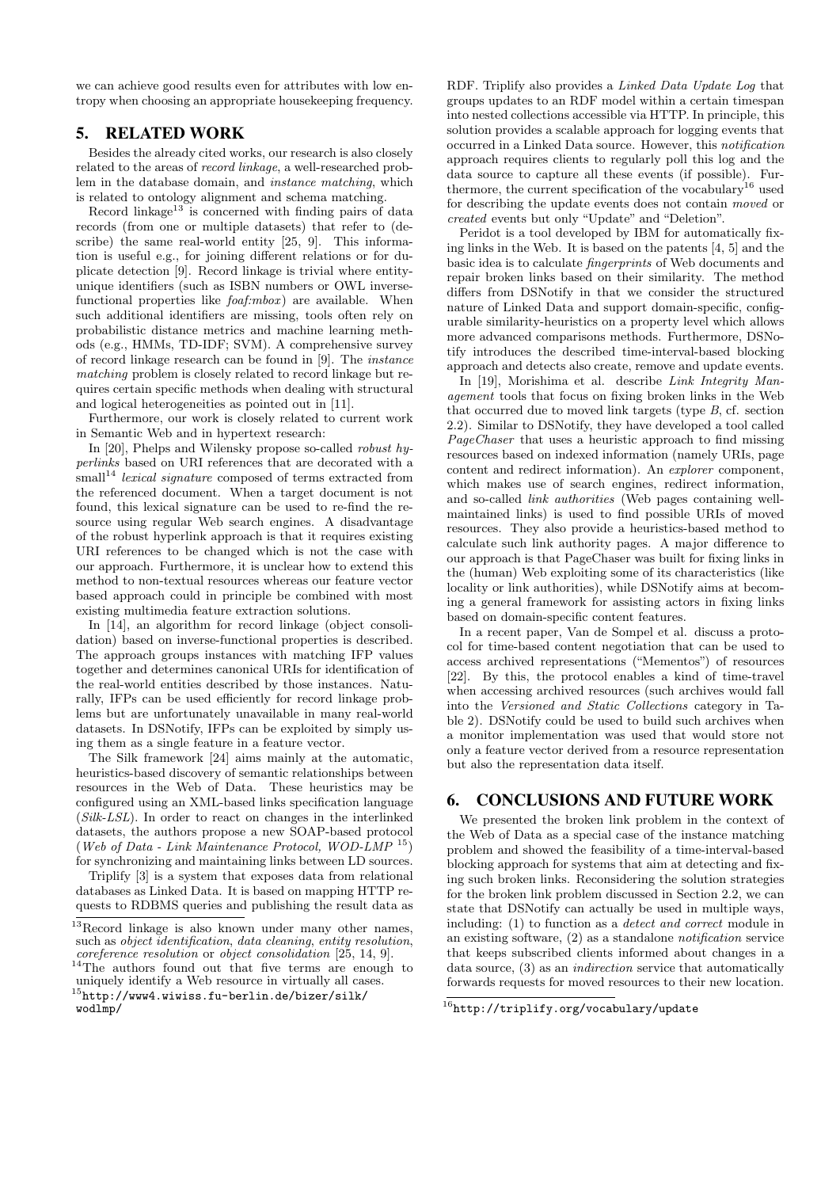we can achieve good results even for attributes with low entropy when choosing an appropriate housekeeping frequency.

## 5. RELATED WORK

Besides the already cited works, our research is also closely related to the areas of *record linkage*, a well-researched problem in the database domain, and *instance matching*, which is related to ontology alignment and schema matching.

Record linkage[13] is concerned with finding pairs of data records (from one or multiple datasets) that refer to (describe) the same real-world entity [25, 9]. This information is useful e.g., for joining different relations or for duplicate detection [9]. Record linkage is trivial where entity-unique identifiers (such as ISBN numbers or OWL inverse-functional properties like *foaf:mbox*) are available. When such additional identifiers are missing, tools often rely on probabilistic distance metrics and machine learning methods (e.g., HMMs, TD-IDF; SVM). A comprehensive survey of record linkage research can be found in [9]. The *instance matching* problem is closely related to record linkage but requires certain specific methods when dealing with structural and logical heterogeneities as pointed out in [11].

Furthermore, our work is closely related to current work in Semantic Web and in hypertext research:

In [20], Phelps and Wilensky propose so-called *robust hyperlinks* based on URI references that are decorated with a small[14] *lexical signature* composed of terms extracted from the referenced document. When a target document is not found, this lexical signature can be used to re-find the resource using regular Web search engines. A disadvantage of the robust hyperlink approach is that it requires existing URI references to be changed which is not the case with our approach. Furthermore, it is unclear how to extend this method to non-textual resources whereas our feature vector based approach could in principle be combined with most existing multimedia feature extraction solutions.

In [14], an algorithm for record linkage (object consolidation) based on inverse-functional properties is described. The approach groups instances with matching IFP values together and determines canonical URIs for identification of the real-world entities described by those instances. Naturally, IFPs can be used efficiently for record linkage problems but are unfortunately unavailable in many real-world datasets. In DSNotify, IFPs can be exploited by simply using them as a single feature in a feature vector.

The Silk framework [24] aims mainly at the automatic, heuristics-based discovery of semantic relationships between resources in the Web of Data. These heuristics may be configured using an XML-based links specification language (*Silk-LSL*). In order to react on changes in the interlinked datasets, the authors propose a new SOAP-based protocol (*Web of Data - Link Maintenance Protocol, WOD-LMP* [15]) for synchronizing and maintaining links between LD sources.

Triplify [3] is a system that exposes data from relational databases as Linked Data. It is based on mapping HTTP requests to RDBMS queries and publishing the result data as RDF. Triplify also provides a *Linked Data Update Log* that groups updates to an RDF model within a certain timespan into nested collections accessible via HTTP. In principle, this solution provides a scalable approach for logging events that occurred in a Linked Data source. However, this *notification* approach requires clients to regularly poll this log and the data source to capture all these events (if possible). Furthermore, the current specification of the vocabulary[16] used for describing the update events does not contain *moved* or *created* events but only "Update" and "Deletion".

Peridot is a tool developed by IBM for automatically fixing links in the Web. It is based on the patents [4, 5] and the basic idea is to calculate *fingerprints* of Web documents and repair broken links based on their similarity. The method differs from DSNotify in that we consider the structured nature of Linked Data and support domain-specific, configurable similarity-heuristics on a property level which allows more advanced comparisons methods. Furthermore, DSNotify introduces the described time-interval-based blocking approach and detects also create, remove and update events.

In [19], Morishima et al. describe *Link Integrity Management* tools that focus on fixing broken links in the Web that occurred due to moved link targets (type *B*, cf. section 2.2). Similar to DSNotify, they have developed a tool called *PageChaser* that uses a heuristic approach to find missing resources based on indexed information (namely URIs, page content and redirect information). An *explorer* component, which makes use of search engines, redirect information, and so-called *link authorities* (Web pages containing well-maintained links) is used to find possible URIs of moved resources. They also provide a heuristics-based method to calculate such link authority pages. A major difference to our approach is that PageChaser was built for fixing links in the (human) Web exploiting some of its characteristics (like locality or link authorities), while DSNotify aims at becoming a general framework for assisting actors in fixing links based on domain-specific content features.

In a recent paper, Van de Sompel et al. discuss a protocol for time-based content negotiation that can be used to access archived representations ("Mementos") of resources [22]. By this, the protocol enables a kind of time-travel when accessing archived resources (such archives would fall into the *Versioned and Static Collections* category in Table 2). DSNotify could be used to build such archives when a monitor implementation was used that would store not only a feature vector derived from a resource representation but also the representation data itself.

## 6. CONCLUSIONS AND FUTURE WORK

We presented the broken link problem in the context of the Web of Data as a special case of the instance matching problem and showed the feasibility of a time-interval-based blocking approach for systems that aim at detecting and fixing such broken links. Reconsidering the solution strategies for the broken link problem discussed in Section 2.2, we can state that DSNotify can actually be used in multiple ways, including: (1) to function as a *detect and correct* module in an existing software, (2) as a standalone *notification* service that keeps subscribed clients informed about changes in a data source, (3) as an *indirection* service that automatically forwards requests for moved resources to their new location.

---

[13] Record linkage is also known under many other names, such as *object identification*, *data cleaning*, *entity resolution*, *coreference resolution* or *object consolidation* [25, 14, 9].

[14] The authors found out that five terms are enough to uniquely identify a Web resource in virtually all cases.

[15] http://www4.wiwiss.fu-berlin.de/bizer/silk/wodlmp/

[16] http://triplify.org/vocabulary/update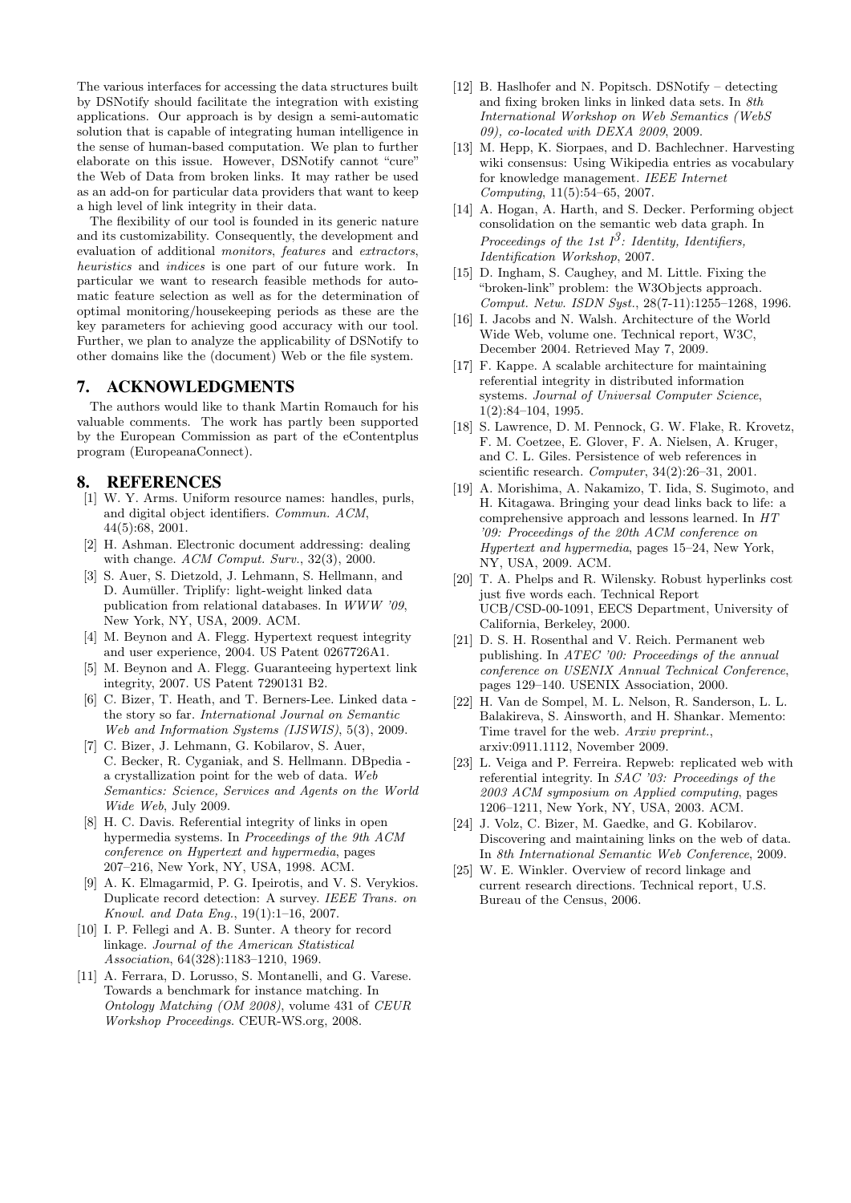The various interfaces for accessing the data structures built by DSNotify should facilitate the integration with existing applications. Our approach is by design a semi-automatic solution that is capable of integrating human intelligence in the sense of human-based computation. We plan to further elaborate on this issue. However, DSNotify cannot "cure" the Web of Data from broken links. It may rather be used as an add-on for particular data providers that want to keep a high level of link integrity in their data.

The flexibility of our tool is founded in its generic nature and its customizability. Consequently, the development and evaluation of additional *monitors*, *features* and *extractors*, *heuristics* and *indices* is one part of our future work. In particular we want to research feasible methods for automatic feature selection as well as for the determination of optimal monitoring/housekeeping periods as these are the key parameters for achieving good accuracy with our tool. Further, we plan to analyze the applicability of DSNotify to other domains like the (document) Web or the file system.

## 7. ACKNOWLEDGMENTS

The authors would like to thank Martin Romauch for his valuable comments. The work has partly been supported by the European Commission as part of the eContentplus program (EuropeanaConnect).

## 8. REFERENCES

[1] W. Y. Arms. Uniform resource names: handles, purls, and digital object identifiers. *Commun. ACM*, 44(5):68, 2001.

[2] H. Ashman. Electronic document addressing: dealing with change. *ACM Comput. Surv.*, 32(3), 2000.

[3] S. Auer, S. Dietzold, J. Lehmann, S. Hellmann, and D. Aumüller. Triplify: light-weight linked data publication from relational databases. In *WWW '09*, New York, NY, USA, 2009. ACM.

[4] M. Beynon and A. Flegg. Hypertext request integrity and user experience, 2004. US Patent 0267726A1.

[5] M. Beynon and A. Flegg. Guaranteeing hypertext link integrity, 2007. US Patent 7290131 B2.

[6] C. Bizer, T. Heath, and T. Berners-Lee. Linked data - the story so far. *International Journal on Semantic Web and Information Systems (IJSWIS)*, 5(3), 2009.

[7] C. Bizer, J. Lehmann, G. Kobilarov, S. Auer, C. Becker, R. Cyganiak, and S. Hellmann. DBpedia - a crystallization point for the web of data. *Web Semantics: Science, Services and Agents on the World Wide Web*, July 2009.

[8] H. C. Davis. Referential integrity of links in open hypermedia systems. In *Proceedings of the 9th ACM conference on Hypertext and hypermedia*, pages 207–216, New York, NY, USA, 1998. ACM.

[9] A. K. Elmagarmid, P. G. Ipeirotis, and V. S. Verykios. Duplicate record detection: A survey. *IEEE Trans. on Knowl. and Data Eng.*, 19(1):1–16, 2007.

[10] I. P. Fellegi and A. B. Sunter. A theory for record linkage. *Journal of the American Statistical Association*, 64(328):1183–1210, 1969.

[11] A. Ferrara, D. Lorusso, S. Montanelli, and G. Varese. Towards a benchmark for instance matching. In *Ontology Matching (OM 2008)*, volume 431 of *CEUR Workshop Proceedings*. CEUR-WS.org, 2008.

[12] B. Haslhofer and N. Popitsch. DSNotify – detecting and fixing broken links in linked data sets. In *8th International Workshop on Web Semantics (WebS 09), co-located with DEXA 2009*, 2009.

[13] M. Hepp, K. Siorpaes, and D. Bachlechner. Harvesting wiki consensus: Using Wikipedia entries as vocabulary for knowledge management. *IEEE Internet Computing*, 11(5):54–65, 2007.

[14] A. Hogan, A. Harth, and S. Decker. Performing object consolidation on the semantic web data graph. In *Proceedings of the 1st $I^3$: Identity, Identifiers, Identification Workshop*, 2007.

[15] D. Ingham, S. Caughey, and M. Little. Fixing the "broken-link" problem: the W3Objects approach. *Comput. Netw. ISDN Syst.*, 28(7-11):1255–1268, 1996.

[16] I. Jacobs and N. Walsh. Architecture of the World Wide Web, volume one. Technical report, W3C, December 2004. Retrieved May 7, 2009.

[17] F. Kappe. A scalable architecture for maintaining referential integrity in distributed information systems. *Journal of Universal Computer Science*, 1(2):84–104, 1995.

[18] S. Lawrence, D. M. Pennock, G. W. Flake, R. Krovetz, F. M. Coetzee, E. Glover, F. A. Nielsen, A. Kruger, and C. L. Giles. Persistence of web references in scientific research. *Computer*, 34(2):26–31, 2001.

[19] A. Morishima, A. Nakamizo, T. Iida, S. Sugimoto, and H. Kitagawa. Bringing your dead links back to life: a comprehensive approach and lessons learned. In *HT '09: Proceedings of the 20th ACM conference on Hypertext and hypermedia*, pages 15–24, New York, NY, USA, 2009. ACM.

[20] T. A. Phelps and R. Wilensky. Robust hyperlinks cost just five words each. Technical Report UCB/CSD-00-1091, EECS Department, University of California, Berkeley, 2000.

[21] D. S. H. Rosenthal and V. Reich. Permanent web publishing. In *ATEC '00: Proceedings of the annual conference on USENIX Annual Technical Conference*, pages 129–140. USENIX Association, 2000.

[22] H. Van de Sompel, M. L. Nelson, R. Sanderson, L. L. Balakireva, S. Ainsworth, and H. Shankar. Memento: Time travel for the web. *Arxiv preprint.*, arxiv:0911.1112, November 2009.

[23] L. Veiga and P. Ferreira. Repweb: replicated web with referential integrity. In *SAC '03: Proceedings of the 2003 ACM symposium on Applied computing*, pages 1206–1211, New York, NY, USA, 2003. ACM.

[24] J. Volz, C. Bizer, M. Gaedke, and G. Kobilarov. Discovering and maintaining links on the web of data. In *8th International Semantic Web Conference*, 2009.

[25] W. E. Winkler. Overview of record linkage and current research directions. Technical report, U.S. Bureau of the Census, 2006.